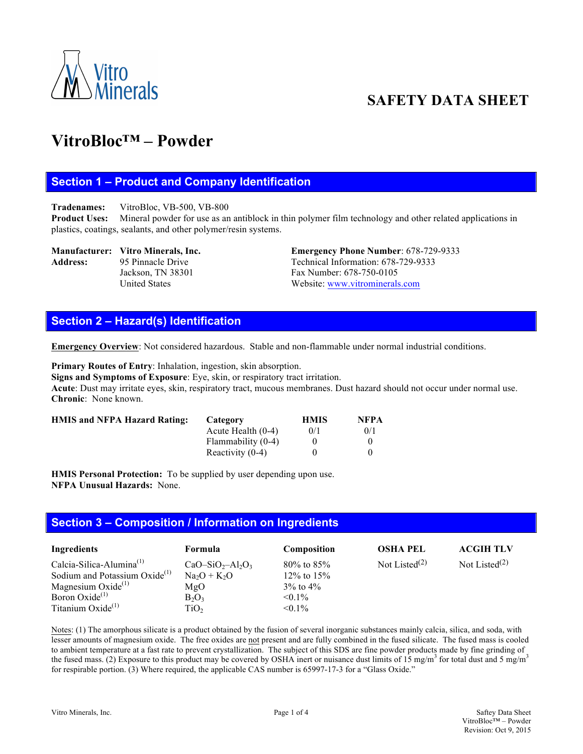Vitro Minerals

# SAFETY DATA SHEET

# VitroBloc™ – Powder

## Section 1 – Product and Company Identification

**Tradenames:** VitroBloc, VB-500, VB-800
**Product Uses:** Mineral powder for use as an antiblock in thin polymer film technology and other related applications in plastics, coatings, sealants, and other polymer/resin systems.

**Manufacturer:** **Vitro Minerals, Inc.**
**Address:** 95 Pinnacle Drive
Jackson, TN 38301
United States

**Emergency Phone Number**: 678-729-9333
Technical Information: 678-729-9333
Fax Number: 678-750-0105
Website: www.vitrominerals.com

## Section 2 – Hazard(s) Identification

**Emergency Overview**: Not considered hazardous. Stable and non-flammable under normal industrial conditions.

**Primary Routes of Entry**: Inhalation, ingestion, skin absorption.
**Signs and Symptoms of Exposure**: Eye, skin, or respiratory tract irritation.
**Acute**: Dust may irritate eyes, skin, respiratory tract, mucous membranes. Dust hazard should not occur under normal use.
**Chronic**: None known.

**HMIS and NFPA Hazard Rating:**

| Category | HMIS | NFPA |
|---|---|---|
| Acute Health (0-4) | 0/1 | 0/1 |
| Flammability (0-4) | 0 | 0 |
| Reactivity (0-4) | 0 | 0 |

**HMIS Personal Protection:** To be supplied by user depending upon use.
**NFPA Unusual Hazards:** None.

## Section 3 – Composition / Information on Ingredients

| Ingredients | Formula | Composition | OSHA PEL | ACGIH TLV |
|---|---|---|---|---|
| Calcia-Silica-Alumina[1] | $CaO–SiO_2–Al_2O_3$ | 80% to 85% | Not Listed[2] | Not Listed[2] |
| Sodium and Potassium Oxide[1] | $Na_2O + K_2O$ | 12% to 15% | | |
| Magnesium Oxide[1] | $MgO$ | 3% to 4% | | |
| Boron Oxide[1] | $B_2O_3$ | <0.1% | | |
| Titanium Oxide[1] | $TiO_2$ | <0.1% | | |

Notes: (1) The amorphous silicate is a product obtained by the fusion of several inorganic substances mainly calcia, silica, and soda, with lesser amounts of magnesium oxide. The free oxides are not present and are fully combined in the fused silicate. The fused mass is cooled to ambient temperature at a fast rate to prevent crystallization. The subject of this SDS are fine powder products made by fine grinding of the fused mass. (2) Exposure to this product may be covered by OSHA inert or nuisance dust limits of 15 mg/m$^3$ for total dust and 5 mg/m$^3$ for respirable portion. (3) Where required, the applicable CAS number is 65997-17-3 for a "Glass Oxide."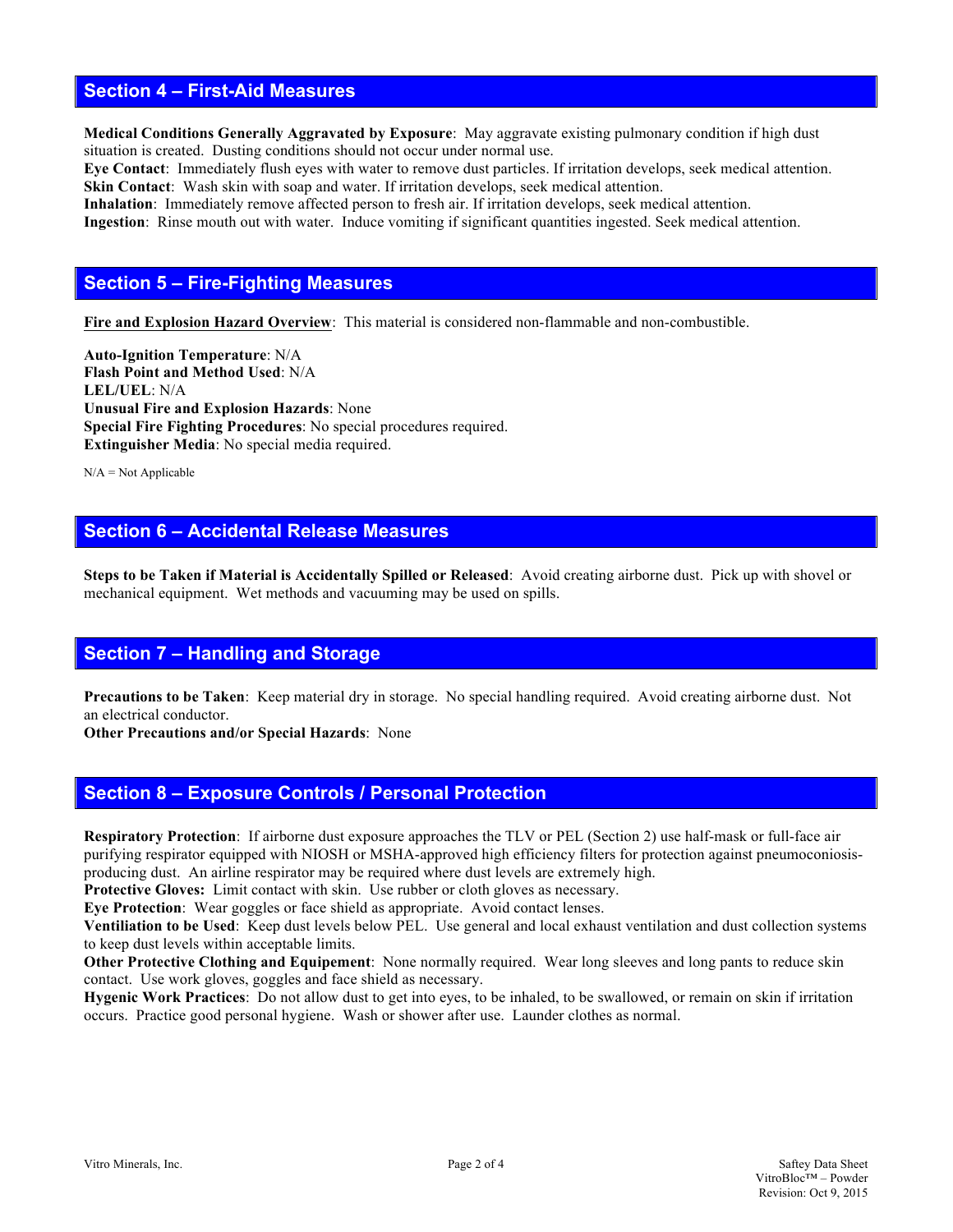## Section 4 – First-Aid Measures

**Medical Conditions Generally Aggravated by Exposure**: May aggravate existing pulmonary condition if high dust situation is created. Dusting conditions should not occur under normal use.
**Eye Contact**: Immediately flush eyes with water to remove dust particles. If irritation develops, seek medical attention.
**Skin Contact**: Wash skin with soap and water. If irritation develops, seek medical attention.
**Inhalation**: Immediately remove affected person to fresh air. If irritation develops, seek medical attention.
**Ingestion**: Rinse mouth out with water. Induce vomiting if significant quantities ingested. Seek medical attention.

## Section 5 – Fire-Fighting Measures

<u>**Fire and Explosion Hazard Overview**</u>: This material is considered non-flammable and non-combustible.

**Auto-Ignition Temperature**: N/A
**Flash Point and Method Used**: N/A
**LEL/UEL**: N/A
**Unusual Fire and Explosion Hazards**: None
**Special Fire Fighting Procedures**: No special procedures required.
**Extinguisher Media**: No special media required.

N/A = Not Applicable

## Section 6 – Accidental Release Measures

**Steps to be Taken if Material is Accidentally Spilled or Released**: Avoid creating airborne dust. Pick up with shovel or mechanical equipment. Wet methods and vacuuming may be used on spills.

## Section 7 – Handling and Storage

**Precautions to be Taken**: Keep material dry in storage. No special handling required. Avoid creating airborne dust. Not an electrical conductor.
**Other Precautions and/or Special Hazards**: None

## Section 8 – Exposure Controls / Personal Protection

**Respiratory Protection**: If airborne dust exposure approaches the TLV or PEL (Section 2) use half-mask or full-face air purifying respirator equipped with NIOSH or MSHA-approved high efficiency filters for protection against pneumoconiosis-producing dust. An airline respirator may be required where dust levels are extremely high.
**Protective Gloves:** Limit contact with skin. Use rubber or cloth gloves as necessary.
**Eye Protection**: Wear goggles or face shield as appropriate. Avoid contact lenses.
**Ventiliation to be Used**: Keep dust levels below PEL. Use general and local exhaust ventilation and dust collection systems to keep dust levels within acceptable limits.
**Other Protective Clothing and Equipement**: None normally required. Wear long sleeves and long pants to reduce skin contact. Use work gloves, goggles and face shield as necessary.
**Hygenic Work Practices**: Do not allow dust to get into eyes, to be inhaled, to be swallowed, or remain on skin if irritation occurs. Practice good personal hygiene. Wash or shower after use. Launder clothes as normal.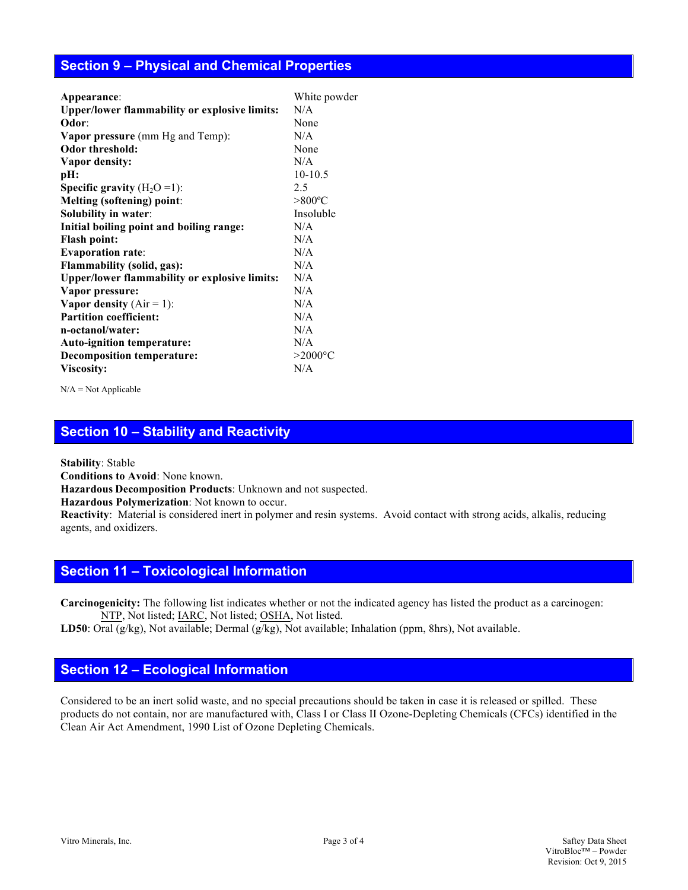## Section 9 – Physical and Chemical Properties

| | |
|---|---|
| **Appearance**: | White powder |
| **Upper/lower flammability or explosive limits:** | N/A |
| **Odor**: | None |
| **Vapor pressure** (mm Hg and Temp): | N/A |
| **Odor threshold:** | None |
| **Vapor density:** | N/A |
| **pH:** | 10-10.5 |
| **Specific gravity** ($H_2O$ =1): | 2.5 |
| **Melting (softening) point**: | >800ºC |
| **Solubility in water**: | Insoluble |
| **Initial boiling point and boiling range:** | N/A |
| **Flash point:** | N/A |
| **Evaporation rate**: | N/A |
| **Flammability (solid, gas):** | N/A |
| **Upper/lower flammability or explosive limits:** | N/A |
| **Vapor pressure:** | N/A |
| **Vapor density** (Air = 1): | N/A |
| **Partition coefficient:** | N/A |
| **n-octanol/water:** | N/A |
| **Auto-ignition temperature:** | N/A |
| **Decomposition temperature:** | >2000°C |
| **Viscosity:** | N/A |

N/A = Not Applicable

## Section 10 – Stability and Reactivity

**Stability**: Stable
**Conditions to Avoid**: None known.
**Hazardous Decomposition Products**: Unknown and not suspected.
**Hazardous Polymerization**: Not known to occur.
**Reactivity**: Material is considered inert in polymer and resin systems. Avoid contact with strong acids, alkalis, reducing agents, and oxidizers.

## Section 11 – Toxicological Information

**Carcinogenicity:** The following list indicates whether or not the indicated agency has listed the product as a carcinogen: NTP, Not listed; IARC, Not listed; OSHA, Not listed.
**LD50**: Oral (g/kg), Not available; Dermal (g/kg), Not available; Inhalation (ppm, 8hrs), Not available.

## Section 12 – Ecological Information

Considered to be an inert solid waste, and no special precautions should be taken in case it is released or spilled. These products do not contain, nor are manufactured with, Class I or Class II Ozone-Depleting Chemicals (CFCs) identified in the Clean Air Act Amendment, 1990 List of Ozone Depleting Chemicals.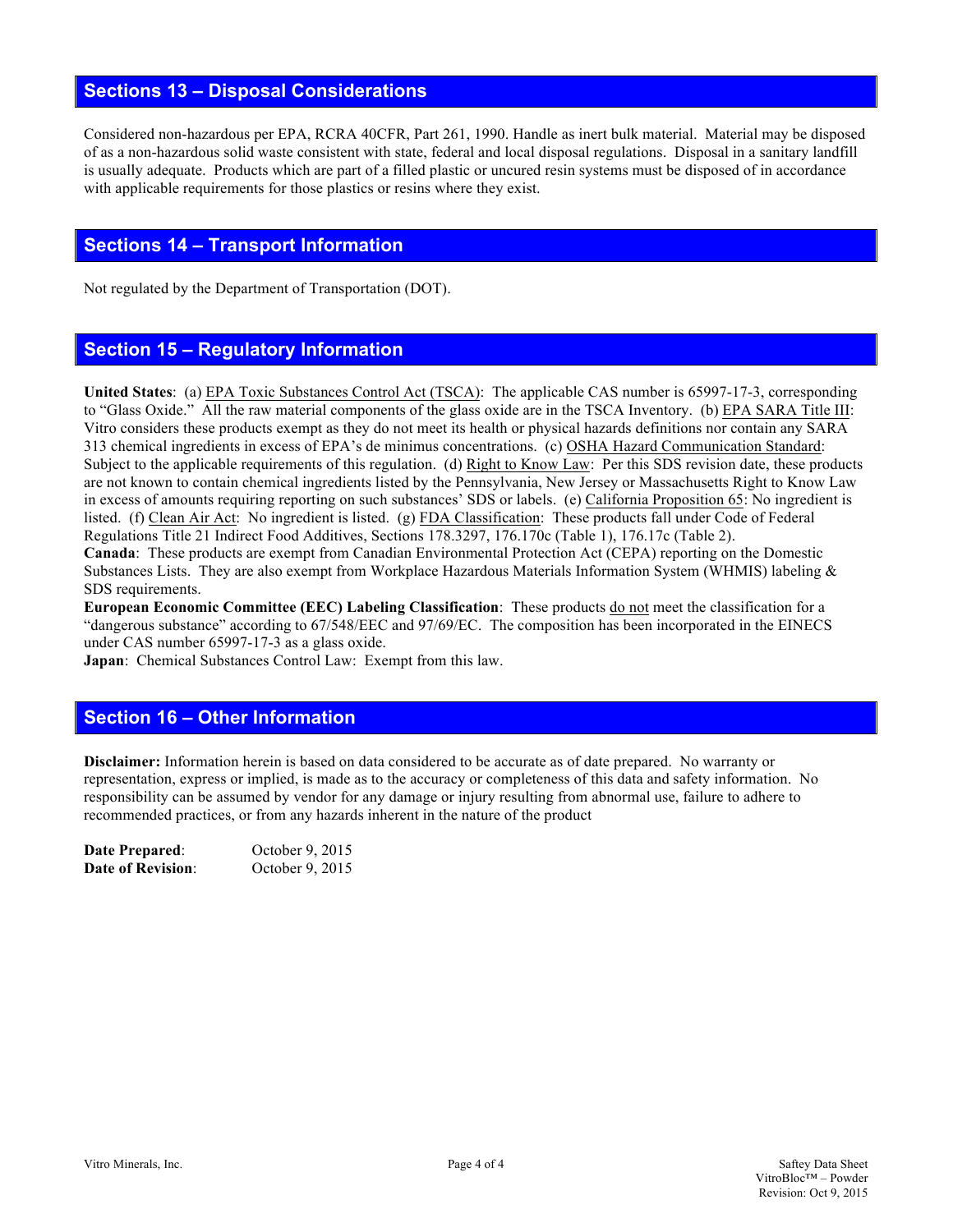## Sections 13 – Disposal Considerations

Considered non-hazardous per EPA, RCRA 40CFR, Part 261, 1990. Handle as inert bulk material. Material may be disposed of as a non-hazardous solid waste consistent with state, federal and local disposal regulations. Disposal in a sanitary landfill is usually adequate. Products which are part of a filled plastic or uncured resin systems must be disposed of in accordance with applicable requirements for those plastics or resins where they exist.

## Sections 14 – Transport Information

Not regulated by the Department of Transportation (DOT).

## Section 15 – Regulatory Information

**United States**: (a) EPA Toxic Substances Control Act (TSCA): The applicable CAS number is 65997-17-3, corresponding to "Glass Oxide." All the raw material components of the glass oxide are in the TSCA Inventory. (b) EPA SARA Title III: Vitro considers these products exempt as they do not meet its health or physical hazards definitions nor contain any SARA 313 chemical ingredients in excess of EPA's de minimus concentrations. (c) OSHA Hazard Communication Standard: Subject to the applicable requirements of this regulation. (d) Right to Know Law: Per this SDS revision date, these products are not known to contain chemical ingredients listed by the Pennsylvania, New Jersey or Massachusetts Right to Know Law in excess of amounts requiring reporting on such substances' SDS or labels. (e) California Proposition 65: No ingredient is listed. (f) Clean Air Act: No ingredient is listed. (g) FDA Classification: These products fall under Code of Federal Regulations Title 21 Indirect Food Additives, Sections 178.3297, 176.170c (Table 1), 176.17c (Table 2).

**Canada**: These products are exempt from Canadian Environmental Protection Act (CEPA) reporting on the Domestic Substances Lists. They are also exempt from Workplace Hazardous Materials Information System (WHMIS) labeling & SDS requirements.

**European Economic Committee (EEC) Labeling Classification**: These products do not meet the classification for a "dangerous substance" according to 67/548/EEC and 97/69/EC. The composition has been incorporated in the EINECS under CAS number 65997-17-3 as a glass oxide.

**Japan**: Chemical Substances Control Law: Exempt from this law.

## Section 16 – Other Information

**Disclaimer:** Information herein is based on data considered to be accurate as of date prepared. No warranty or representation, express or implied, is made as to the accuracy or completeness of this data and safety information. No responsibility can be assumed by vendor for any damage or injury resulting from abnormal use, failure to adhere to recommended practices, or from any hazards inherent in the nature of the product

**Date Prepared**: October 9, 2015
**Date of Revision**: October 9, 2015